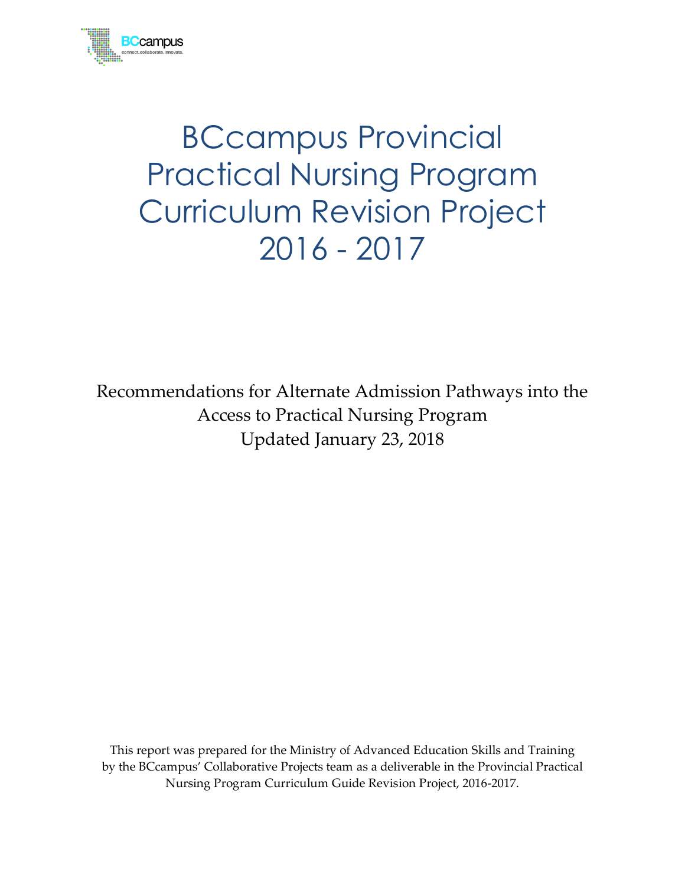# BCcampus Provincial Practical Nursing Program Curriculum Revision Project 2016 - 2017

Recommendations for Alternate Admission Pathways into the Access to Practical Nursing Program
Updated January 23, 2018

This report was prepared for the Ministry of Advanced Education Skills and Training by the BCcampus' Collaborative Projects team as a deliverable in the Provincial Practical Nursing Program Curriculum Guide Revision Project, 2016-2017.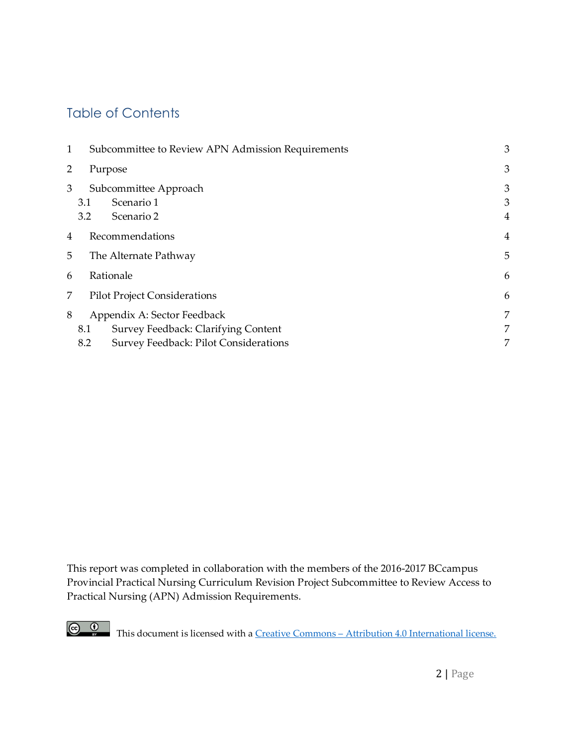# Table of Contents

| | | |
|---|---|---|
| 1 | Subcommittee to Review APN Admission Requirements | 3 |
| 2 | Purpose | 3 |
| 3 | Subcommittee Approach | 3 |
| 3.1 | Scenario 1 | 3 |
| 3.2 | Scenario 2 | 4 |
| 4 | Recommendations | 4 |
| 5 | The Alternate Pathway | 5 |
| 6 | Rationale | 6 |
| 7 | Pilot Project Considerations | 6 |
| 8 | Appendix A: Sector Feedback | 7 |
| 8.1 | Survey Feedback: Clarifying Content | 7 |
| 8.2 | Survey Feedback: Pilot Considerations | 7 |

This report was completed in collaboration with the members of the 2016-2017 BCcampus Provincial Practical Nursing Curriculum Revision Project Subcommittee to Review Access to Practical Nursing (APN) Admission Requirements.

This document is licensed with a [Creative Commons – Attribution 4.0 International license.](https://creativecommons.org/licenses/by/4.0/)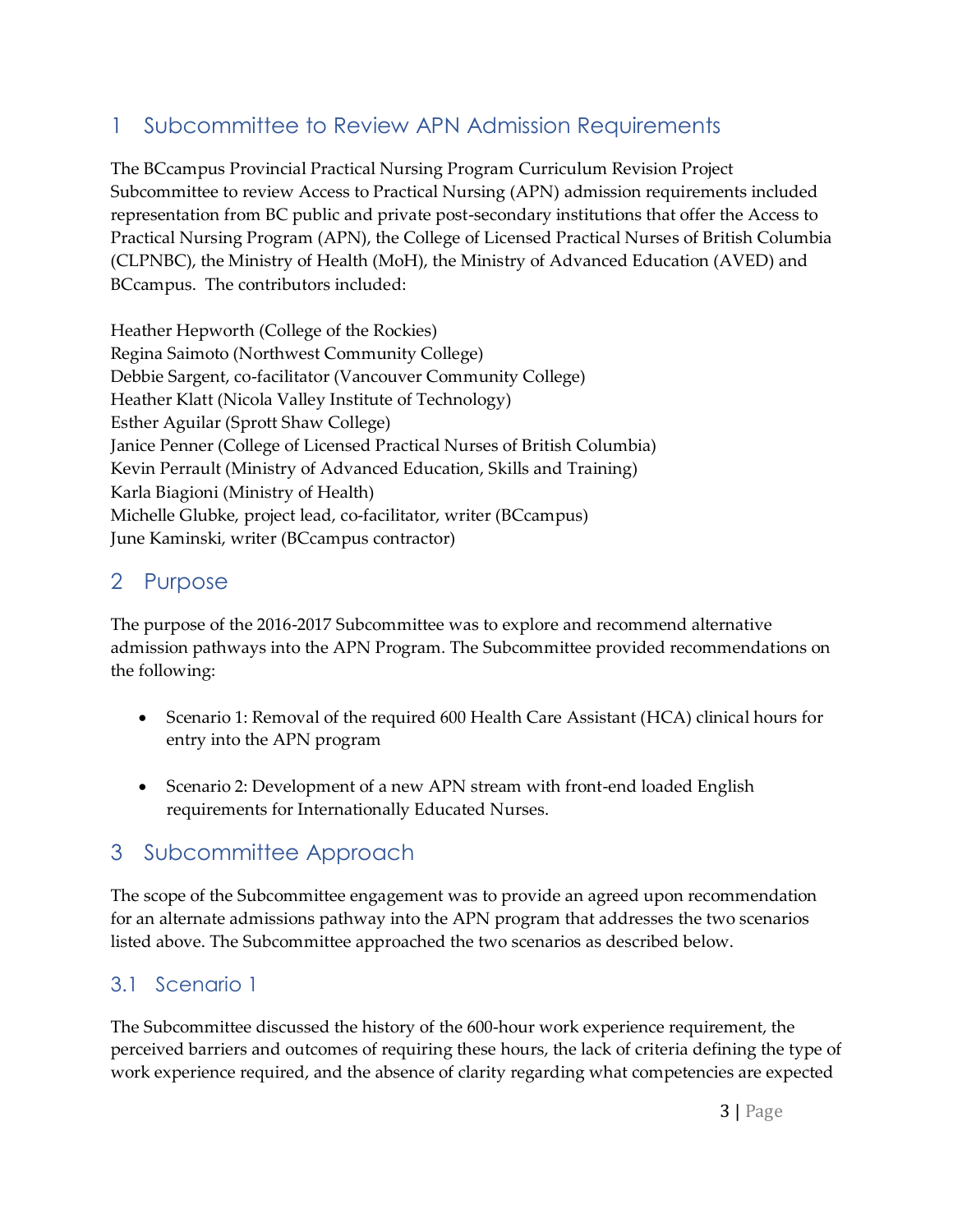# 1 Subcommittee to Review APN Admission Requirements

The BCcampus Provincial Practical Nursing Program Curriculum Revision Project Subcommittee to review Access to Practical Nursing (APN) admission requirements included representation from BC public and private post-secondary institutions that offer the Access to Practical Nursing Program (APN), the College of Licensed Practical Nurses of British Columbia (CLPNBC), the Ministry of Health (MoH), the Ministry of Advanced Education (AVED) and BCcampus. The contributors included:

Heather Hepworth (College of the Rockies)
Regina Saimoto (Northwest Community College)
Debbie Sargent, co-facilitator (Vancouver Community College)
Heather Klatt (Nicola Valley Institute of Technology)
Esther Aguilar (Sprott Shaw College)
Janice Penner (College of Licensed Practical Nurses of British Columbia)
Kevin Perrault (Ministry of Advanced Education, Skills and Training)
Karla Biagioni (Ministry of Health)
Michelle Glubke, project lead, co-facilitator, writer (BCcampus)
June Kaminski, writer (BCcampus contractor)

# 2 Purpose

The purpose of the 2016-2017 Subcommittee was to explore and recommend alternative admission pathways into the APN Program. The Subcommittee provided recommendations on the following:

- Scenario 1: Removal of the required 600 Health Care Assistant (HCA) clinical hours for entry into the APN program

- Scenario 2: Development of a new APN stream with front-end loaded English requirements for Internationally Educated Nurses.

# 3 Subcommittee Approach

The scope of the Subcommittee engagement was to provide an agreed upon recommendation for an alternate admissions pathway into the APN program that addresses the two scenarios listed above. The Subcommittee approached the two scenarios as described below.

## 3.1 Scenario 1

The Subcommittee discussed the history of the 600-hour work experience requirement, the perceived barriers and outcomes of requiring these hours, the lack of criteria defining the type of work experience required, and the absence of clarity regarding what competencies are expected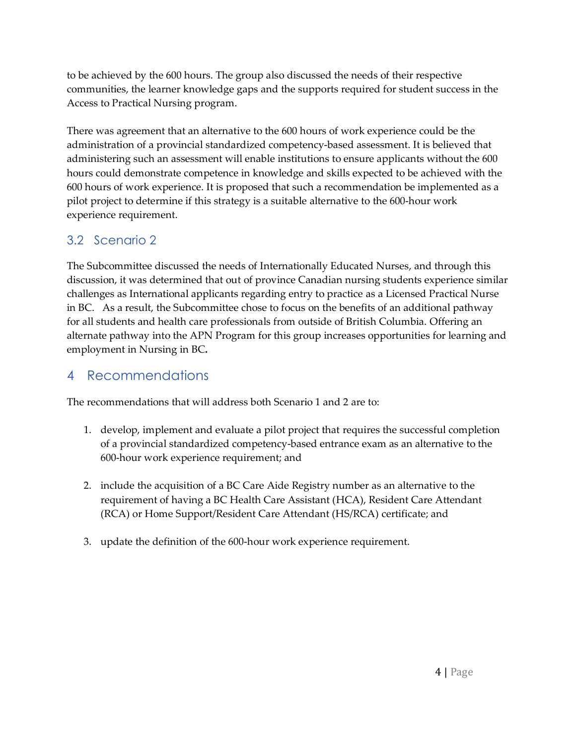to be achieved by the 600 hours. The group also discussed the needs of their respective communities, the learner knowledge gaps and the supports required for student success in the Access to Practical Nursing program.

There was agreement that an alternative to the 600 hours of work experience could be the administration of a provincial standardized competency-based assessment. It is believed that administering such an assessment will enable institutions to ensure applicants without the 600 hours could demonstrate competence in knowledge and skills expected to be achieved with the 600 hours of work experience. It is proposed that such a recommendation be implemented as a pilot project to determine if this strategy is a suitable alternative to the 600-hour work experience requirement.

## 3.2 Scenario 2

The Subcommittee discussed the needs of Internationally Educated Nurses, and through this discussion, it was determined that out of province Canadian nursing students experience similar challenges as International applicants regarding entry to practice as a Licensed Practical Nurse in BC. As a result, the Subcommittee chose to focus on the benefits of an additional pathway for all students and health care professionals from outside of British Columbia. Offering an alternate pathway into the APN Program for this group increases opportunities for learning and employment in Nursing in BC.

# 4 Recommendations

The recommendations that will address both Scenario 1 and 2 are to:

1. develop, implement and evaluate a pilot project that requires the successful completion of a provincial standardized competency-based entrance exam as an alternative to the 600-hour work experience requirement; and

2. include the acquisition of a BC Care Aide Registry number as an alternative to the requirement of having a BC Health Care Assistant (HCA), Resident Care Attendant (RCA) or Home Support/Resident Care Attendant (HS/RCA) certificate; and

3. update the definition of the 600-hour work experience requirement.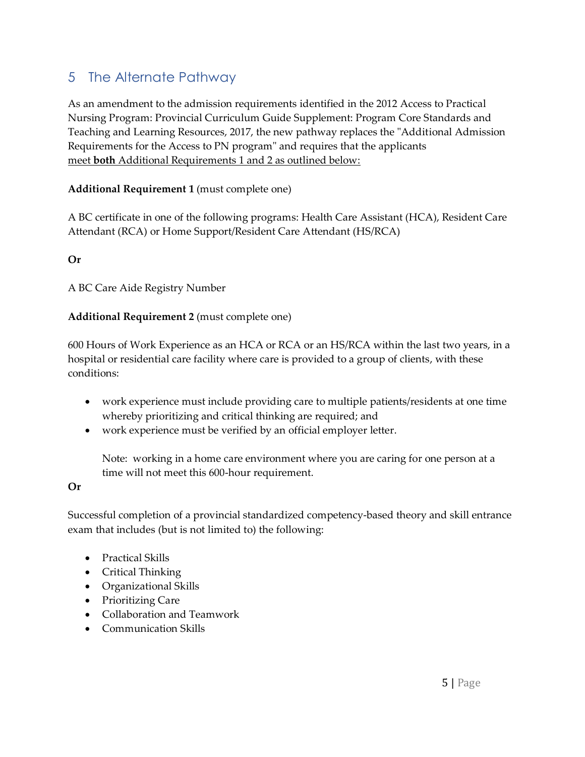## 5 The Alternate Pathway

As an amendment to the admission requirements identified in the 2012 Access to Practical Nursing Program: Provincial Curriculum Guide Supplement: Program Core Standards and Teaching and Learning Resources, 2017, the new pathway replaces the "Additional Admission Requirements for the Access to PN program" and requires that the applicants <u>meet **both** Additional Requirements 1 and 2 as outlined below:</u>

**Additional Requirement 1** (must complete one)

A BC certificate in one of the following programs: Health Care Assistant (HCA), Resident Care Attendant (RCA) or Home Support/Resident Care Attendant (HS/RCA)

**Or**

A BC Care Aide Registry Number

**Additional Requirement 2** (must complete one)

600 Hours of Work Experience as an HCA or RCA or an HS/RCA within the last two years, in a hospital or residential care facility where care is provided to a group of clients, with these conditions:

- work experience must include providing care to multiple patients/residents at one time whereby prioritizing and critical thinking are required; and
- work experience must be verified by an official employer letter.

  Note: working in a home care environment where you are caring for one person at a time will not meet this 600-hour requirement.

**Or**

Successful completion of a provincial standardized competency-based theory and skill entrance exam that includes (but is not limited to) the following:

- Practical Skills
- Critical Thinking
- Organizational Skills
- Prioritizing Care
- Collaboration and Teamwork
- Communication Skills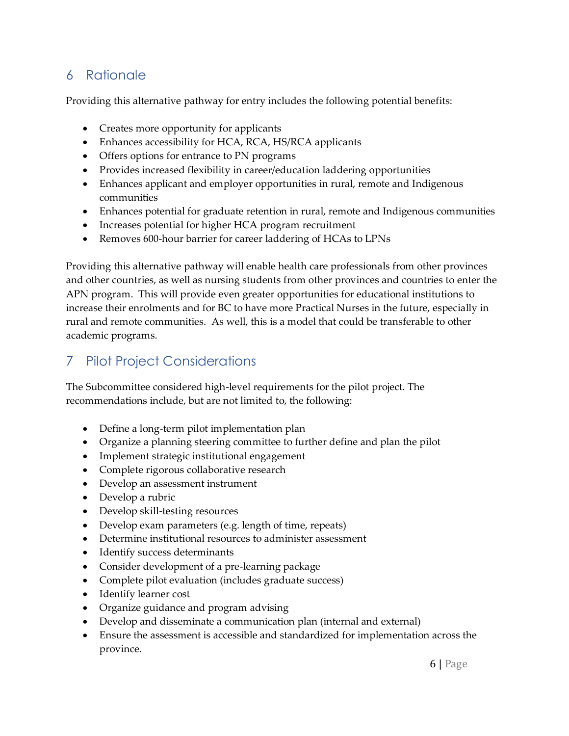## 6 Rationale

Providing this alternative pathway for entry includes the following potential benefits:

- Creates more opportunity for applicants
- Enhances accessibility for HCA, RCA, HS/RCA applicants
- Offers options for entrance to PN programs
- Provides increased flexibility in career/education laddering opportunities
- Enhances applicant and employer opportunities in rural, remote and Indigenous communities
- Enhances potential for graduate retention in rural, remote and Indigenous communities
- Increases potential for higher HCA program recruitment
- Removes 600-hour barrier for career laddering of HCAs to LPNs

Providing this alternative pathway will enable health care professionals from other provinces and other countries, as well as nursing students from other provinces and countries to enter the APN program. This will provide even greater opportunities for educational institutions to increase their enrolments and for BC to have more Practical Nurses in the future, especially in rural and remote communities. As well, this is a model that could be transferable to other academic programs.

## 7 Pilot Project Considerations

The Subcommittee considered high-level requirements for the pilot project. The recommendations include, but are not limited to, the following:

- Define a long-term pilot implementation plan
- Organize a planning steering committee to further define and plan the pilot
- Implement strategic institutional engagement
- Complete rigorous collaborative research
- Develop an assessment instrument
- Develop a rubric
- Develop skill-testing resources
- Develop exam parameters (e.g. length of time, repeats)
- Determine institutional resources to administer assessment
- Identify success determinants
- Consider development of a pre-learning package
- Complete pilot evaluation (includes graduate success)
- Identify learner cost
- Organize guidance and program advising
- Develop and disseminate a communication plan (internal and external)
- Ensure the assessment is accessible and standardized for implementation across the province.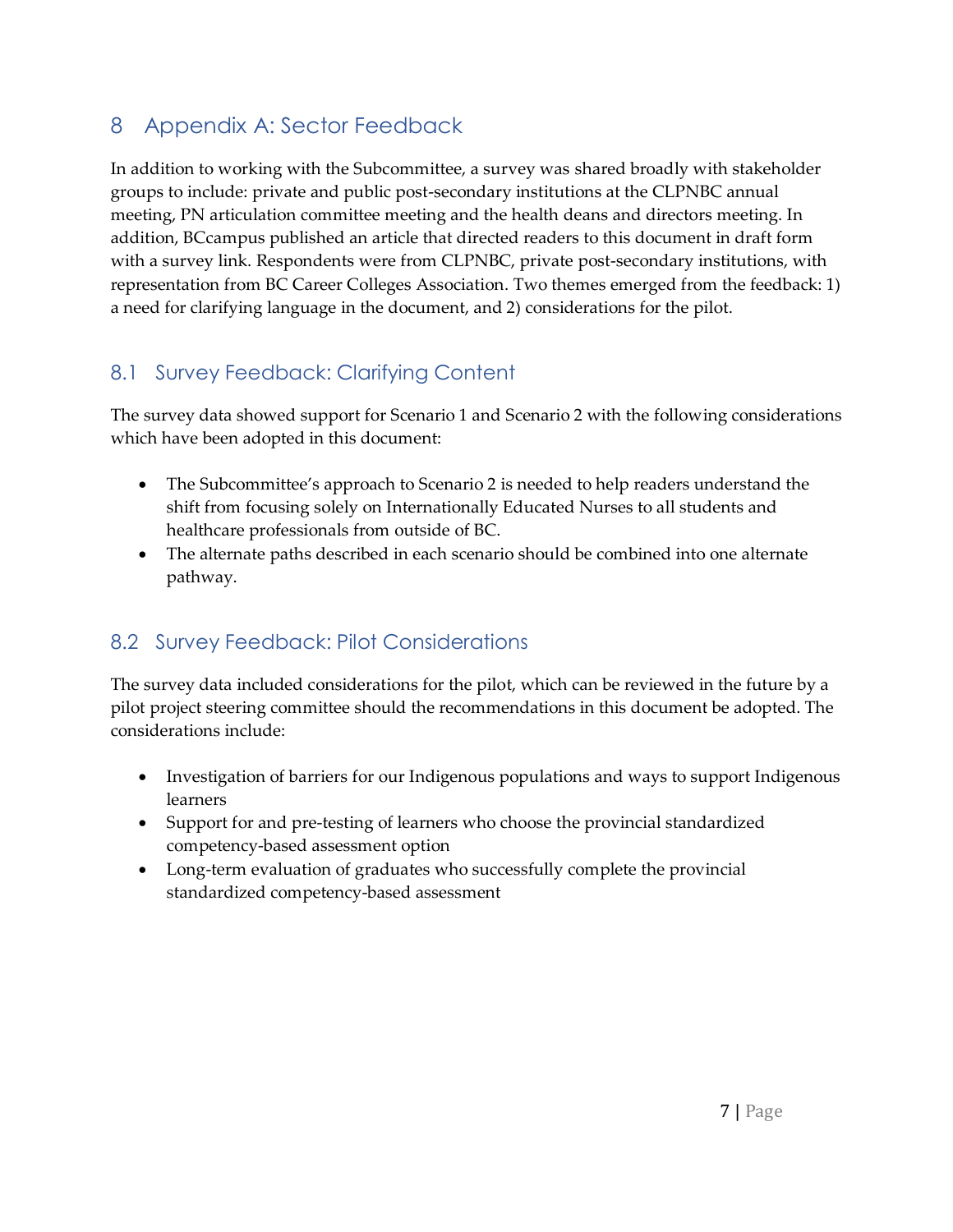# 8 Appendix A: Sector Feedback

In addition to working with the Subcommittee, a survey was shared broadly with stakeholder groups to include: private and public post-secondary institutions at the CLPNBC annual meeting, PN articulation committee meeting and the health deans and directors meeting. In addition, BCcampus published an article that directed readers to this document in draft form with a survey link. Respondents were from CLPNBC, private post-secondary institutions, with representation from BC Career Colleges Association. Two themes emerged from the feedback: 1) a need for clarifying language in the document, and 2) considerations for the pilot.

## 8.1 Survey Feedback: Clarifying Content

The survey data showed support for Scenario 1 and Scenario 2 with the following considerations which have been adopted in this document:

- The Subcommittee's approach to Scenario 2 is needed to help readers understand the shift from focusing solely on Internationally Educated Nurses to all students and healthcare professionals from outside of BC.
- The alternate paths described in each scenario should be combined into one alternate pathway.

## 8.2 Survey Feedback: Pilot Considerations

The survey data included considerations for the pilot, which can be reviewed in the future by a pilot project steering committee should the recommendations in this document be adopted. The considerations include:

- Investigation of barriers for our Indigenous populations and ways to support Indigenous learners
- Support for and pre-testing of learners who choose the provincial standardized competency-based assessment option
- Long-term evaluation of graduates who successfully complete the provincial standardized competency-based assessment